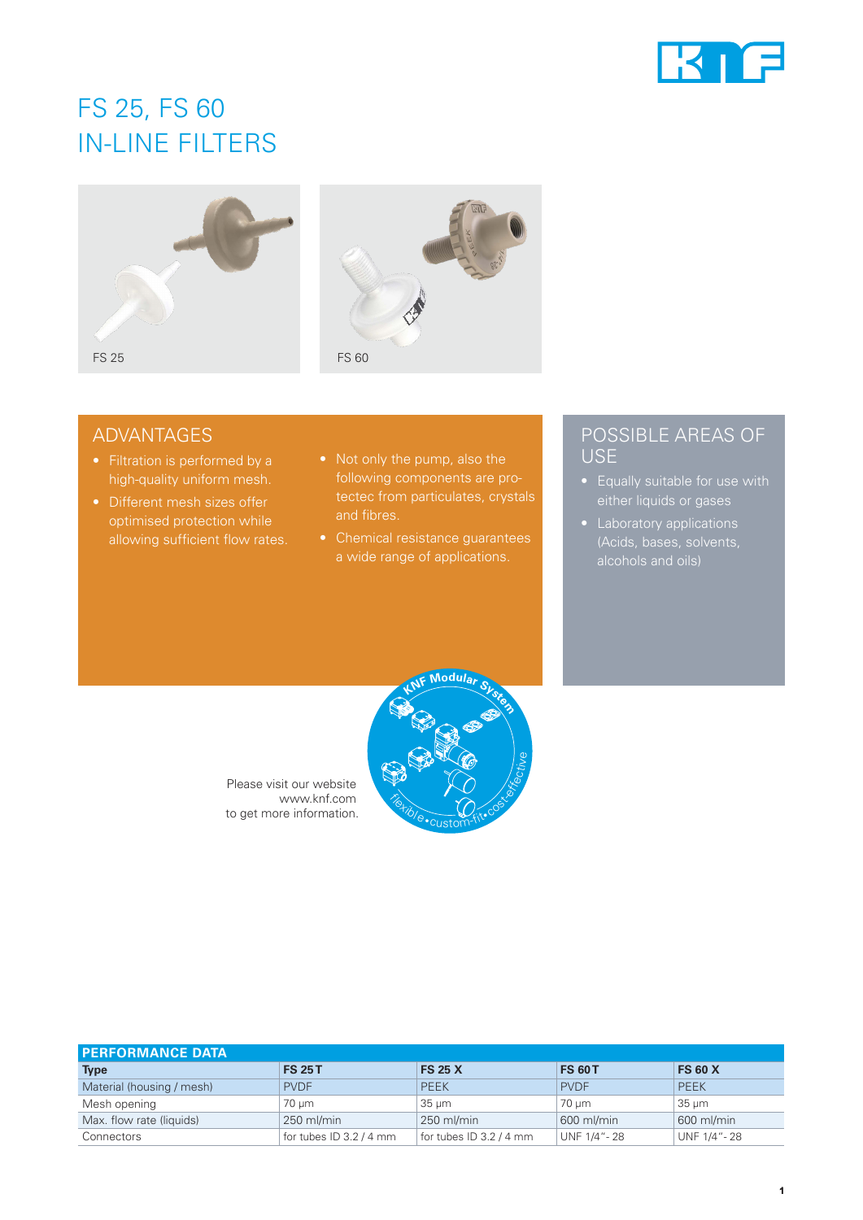# FS 25, FS 60
# IN-LINE FILTERS

FS 25

FS 60

## ADVANTAGES

- Filtration is performed by a high-quality uniform mesh.
- Different mesh sizes offer optimised protection while allowing sufficient flow rates.
- Not only the pump, also the following components are protectec from particulates, crystals and fibres.
- Chemical resistance guarantees a wide range of applications.

## POSSIBLE AREAS OF USE

- Equally suitable for use with either liquids or gases
- Laboratory applications (Acids, bases, solvents, alcohols and oils)

Please visit our website
www.knf.com
to get more information.

KNF Modular System

flexible • custom-fit • cost-effective

## PERFORMANCE DATA

| Type | FS 25 T | FS 25 X | FS 60 T | FS 60 X |
|---|---|---|---|---|
| Material (housing / mesh) | PVDF | PEEK | PVDF | PEEK |
| Mesh opening | 70 µm | 35 µm | 70 µm | 35 µm |
| Max. flow rate (liquids) | 250 ml/min | 250 ml/min | 600 ml/min | 600 ml/min |
| Connectors | for tubes ID 3.2 / 4 mm | for tubes ID 3.2 / 4 mm | UNF 1/4"- 28 | UNF 1/4"- 28 |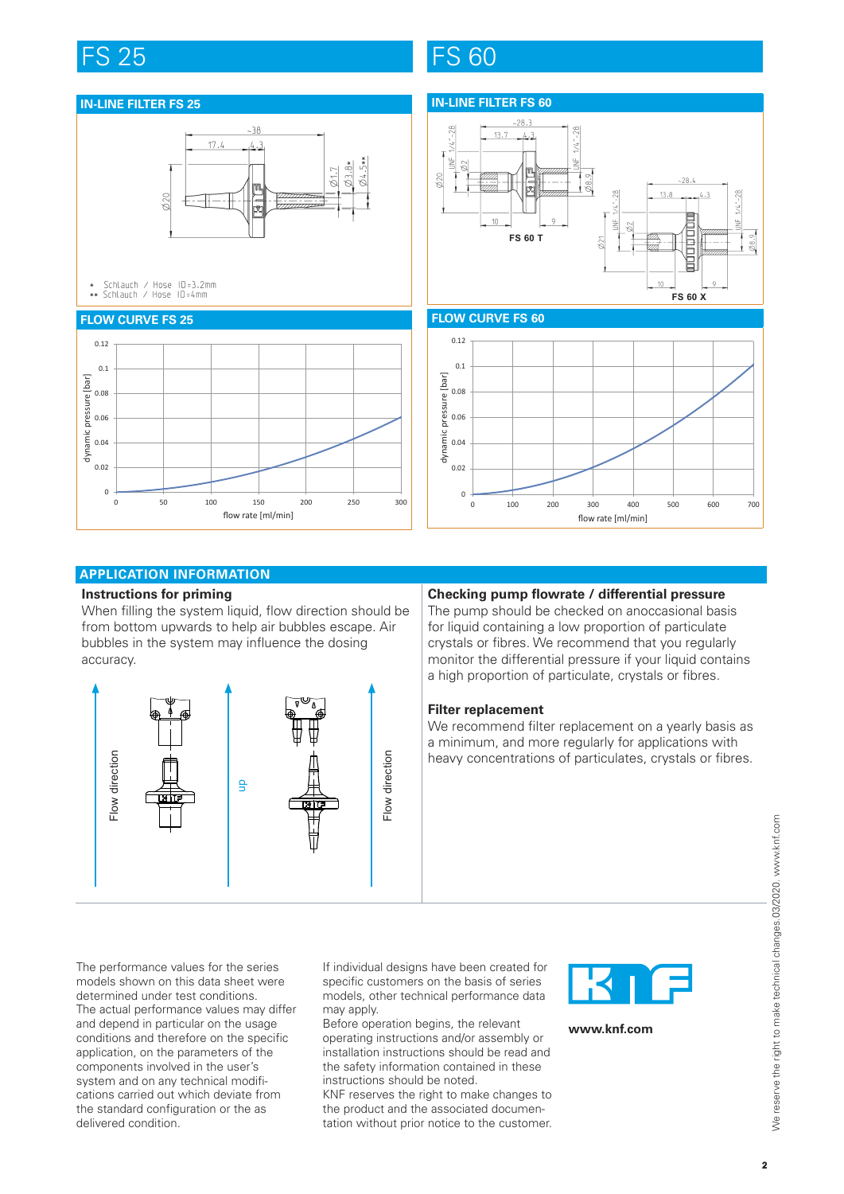# FS 25

## IN-LINE FILTER FS 25

~38
17.4
4.3
Ø20
Ø1.7
Ø3.8*
Ø4.5**

\* Schlauch / Hose ID=3.2mm
\*\* Schlauch / Hose ID=4mm

## FLOW CURVE FS 25

dynamic pressure [bar]
0.12
0.1
0.08
0.06
0.04
0.02
0
0
50
100
150
200
250
300
flow rate [ml/min]

# FS 60

## IN-LINE FILTER FS 60

~28.3
13.7
4.3
UNF 1/4"-28
Ø2
UNF 1/4"-28
Ø20
Ø8.9
10
9
FS 60 T

~28.4
13.8
4.3
Ø21
UNF 1/4"-28
Ø2
UNF 1/4"-28
Ø8.9
10
9
FS 60 X

## FLOW CURVE FS 60

dynamic pressure [bar]
0.12
0.1
0.08
0.06
0.04
0.02
0
0
100
200
300
400
500
600
700
flow rate [ml/min]

## APPLICATION INFORMATION

### Instructions for priming

When filling the system liquid, flow direction should be from bottom upwards to help air bubbles escape. Air bubbles in the system may influence the dosing accuracy.

Flow direction
up
Flow direction

### Checking pump flowrate / differential pressure

The pump should be checked on anoccasional basis for liquid containing a low proportion of particulate crystals or fibres. We recommend that you regularly monitor the differential pressure if your liquid contains a high proportion of particulate, crystals or fibres.

### Filter replacement

We recommend filter replacement on a yearly basis as a minimum, and more regularly for applications with heavy concentrations of particulates, crystals or fibres.

The performance values for the series models shown on this data sheet were determined under test conditions. The actual performance values may differ and depend in particular on the usage conditions and therefore on the specific application, on the parameters of the components involved in the user's system and on any technical modifications carried out which deviate from the standard configuration or the as delivered condition.

If individual designs have been created for specific customers on the basis of series models, other technical performance data may apply.
Before operation begins, the relevant operating instructions and/or assembly or installation instructions should be read and the safety information contained in these instructions should be noted.
KNF reserves the right to make changes to the product and the associated documentation without prior notice to the customer.

KNF

www.knf.com

We reserve the right to make technical changes.03/2020 www.knf.com